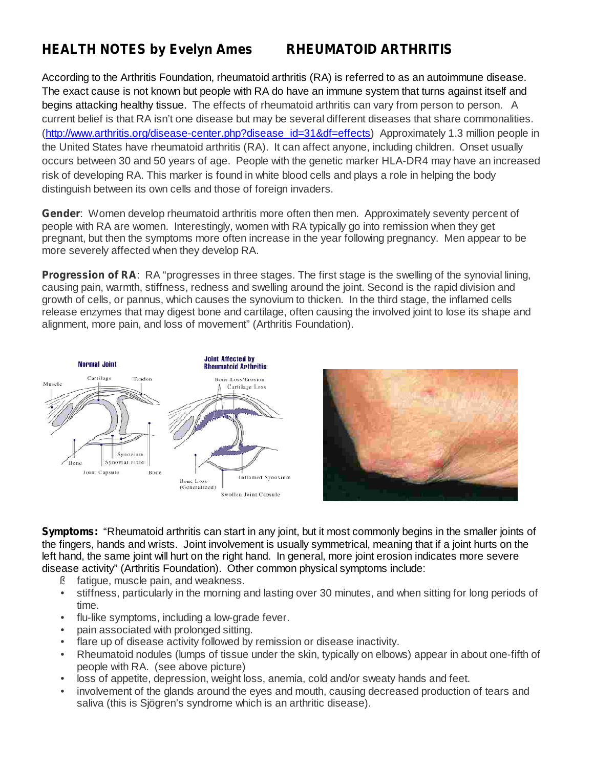# HEALTH NOTES by Evelyn Ames RHEUMATOID ARTHRITIS

According to the Arthritis Foundation, rheumatoid arthritis (RA) is referred to as an autoimmune disease. The exact cause is not known but people with RA do have an immune system that turns against itself and begins attacking healthy tissue. The effects of rheumatoid arthritis can vary from person to person. A current belief is that RA isn't one disease but may be several different diseases that share commonalities. (http://www.arthritis.org/disease-center.php?disease_id=31&df=effects) Approximately 1.3 million people in the United States have rheumatoid arthritis (RA). It can affect anyone, including children. Onset usually occurs between 30 and 50 years of age. People with the genetic marker HLA-DR4 may have an increased risk of developing RA. This marker is found in white blood cells and plays a role in helping the body distinguish between its own cells and those of foreign invaders.

**Gender**: Women develop rheumatoid arthritis more often then men. Approximately seventy percent of people with RA are women. Interestingly, women with RA typically go into remission when they get pregnant, but then the symptoms more often increase in the year following pregnancy. Men appear to be more severely affected when they develop RA.

**Progression of RA**: RA "progresses in three stages. The first stage is the swelling of the synovial lining, causing pain, warmth, stiffness, redness and swelling around the joint. Second is the rapid division and growth of cells, or pannus, which causes the synovium to thicken. In the third stage, the inflamed cells release enzymes that may digest bone and cartilage, often causing the involved joint to lose its shape and alignment, more pain, and loss of movement" (Arthritis Foundation).

**Symptoms:** "Rheumatoid arthritis can start in any joint, but it most commonly begins in the smaller joints of the fingers, hands and wrists. Joint involvement is usually symmetrical, meaning that if a joint hurts on the left hand, the same joint will hurt on the right hand. In general, more joint erosion indicates more severe disease activity" (Arthritis Foundation). Other common physical symptoms include:

- fatigue, muscle pain, and weakness.
- stiffness, particularly in the morning and lasting over 30 minutes, and when sitting for long periods of time.
- flu-like symptoms, including a low-grade fever.
- pain associated with prolonged sitting.
- flare up of disease activity followed by remission or disease inactivity.
- Rheumatoid nodules (lumps of tissue under the skin, typically on elbows) appear in about one-fifth of people with RA. (see above picture)
- loss of appetite, depression, weight loss, anemia, cold and/or sweaty hands and feet.
- involvement of the glands around the eyes and mouth, causing decreased production of tears and saliva (this is Sjögren's syndrome which is an arthritic disease).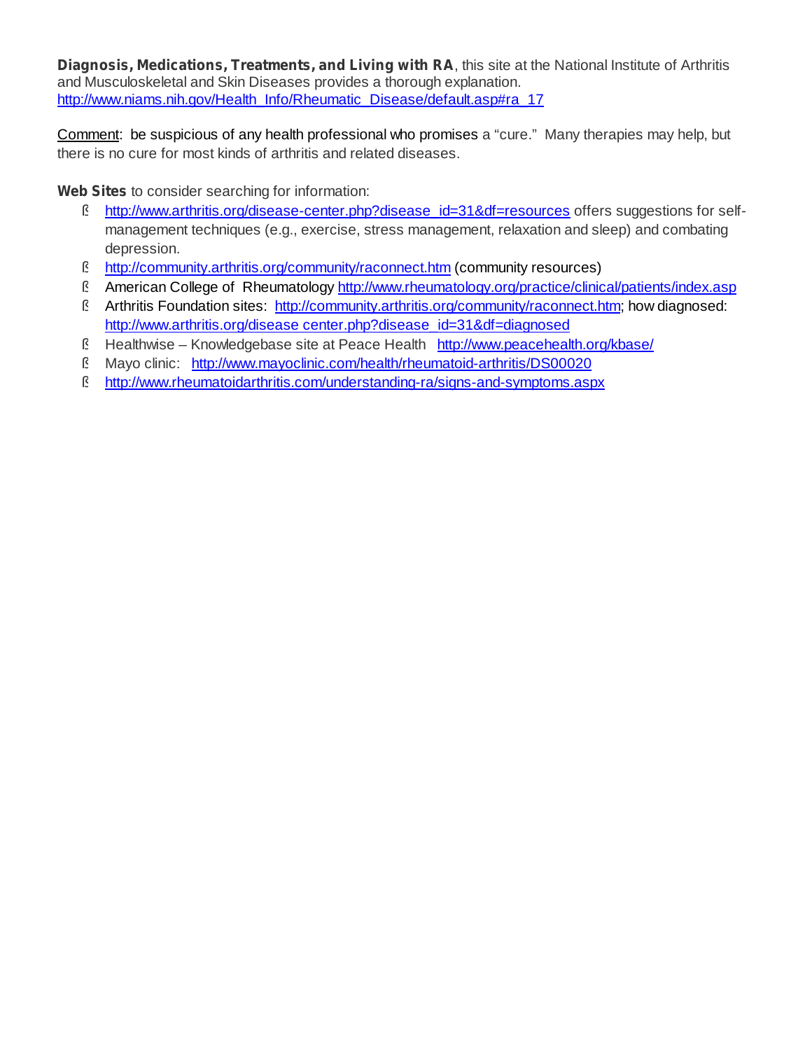**Diagnosis, Medications, Treatments, and Living with RA**, this site at the National Institute of Arthritis and Musculoskeletal and Skin Diseases provides a thorough explanation. http://www.niams.nih.gov/Health_Info/Rheumatic_Disease/default.asp#ra_17

Comment: be suspicious of any health professional who promises a "cure." Many therapies may help, but there is no cure for most kinds of arthritis and related diseases.

**Web Sites** to consider searching for information:

- http://www.arthritis.org/disease-center.php?disease_id=31&df=resources offers suggestions for self-management techniques (e.g., exercise, stress management, relaxation and sleep) and combating depression.
- http://community.arthritis.org/community/raconnect.htm (community resources)
- American College of Rheumatology http://www.rheumatology.org/practice/clinical/patients/index.asp
- Arthritis Foundation sites: http://community.arthritis.org/community/raconnect.htm; how diagnosed: http://www.arthritis.org/disease center.php?disease_id=31&df=diagnosed
- Healthwise – Knowledgebase site at Peace Health http://www.peacehealth.org/kbase/
- Mayo clinic: http://www.mayoclinic.com/health/rheumatoid-arthritis/DS00020
- http://www.rheumatoidarthritis.com/understanding-ra/signs-and-symptoms.aspx